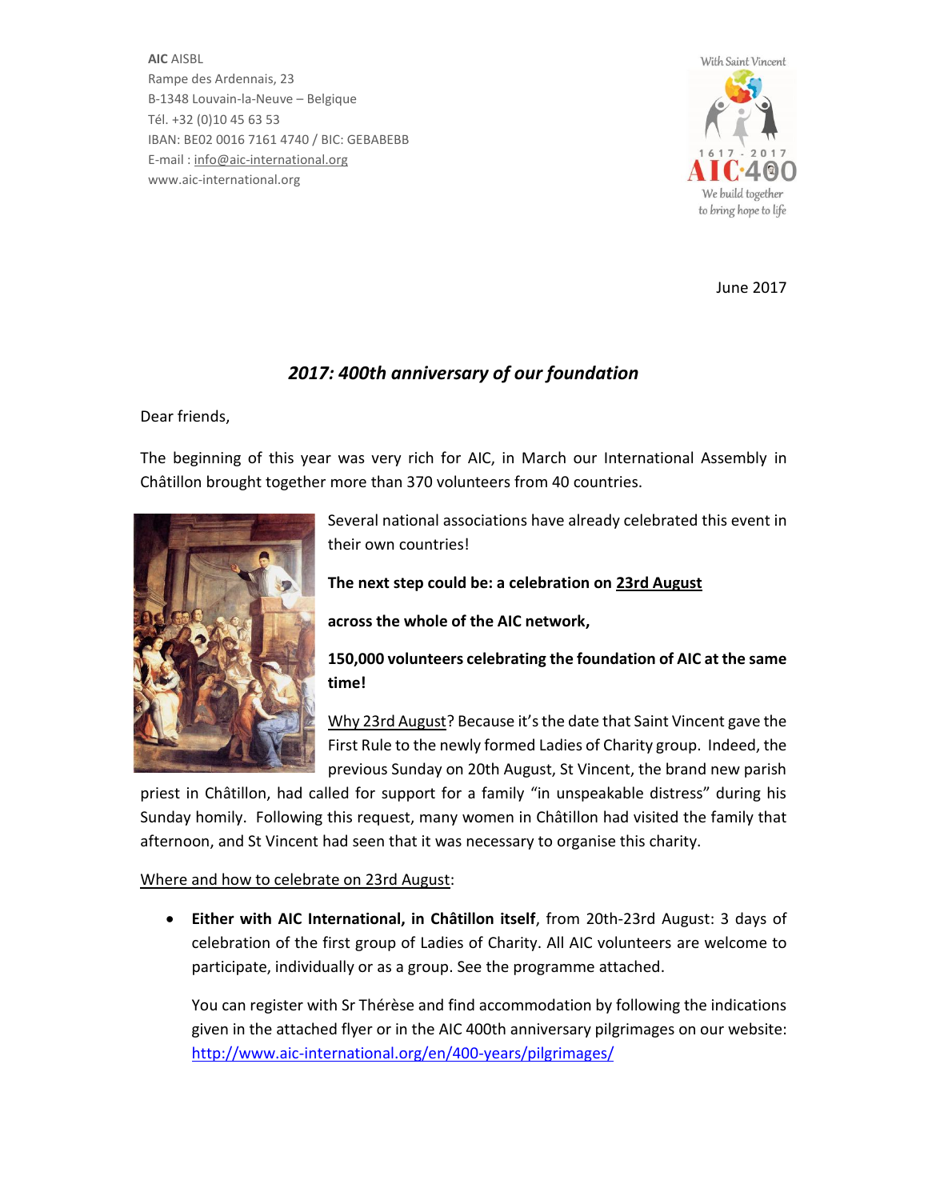**AIC** AISBL
Rampe des Ardennais, 23
B-1348 Louvain-la-Neuve – Belgique
Tél. +32 (0)10 45 63 53
IBAN: BE02 0016 7161 4740 / BIC: GEBABEBB
E-mail : info@aic-international.org
www.aic-international.org

With Saint Vincent
1617 - 2017
AIC·400
We build together to bring hope to life

June 2017

## *2017: 400th anniversary of our foundation*

Dear friends,

The beginning of this year was very rich for AIC, in March our International Assembly in Châtillon brought together more than 370 volunteers from 40 countries.

Several national associations have already celebrated this event in their own countries!

**The next step could be: a celebration on 23rd August**

**across the whole of the AIC network,**

**150,000 volunteers celebrating the foundation of AIC at the same time!**

Why 23rd August? Because it's the date that Saint Vincent gave the First Rule to the newly formed Ladies of Charity group. Indeed, the previous Sunday on 20th August, St Vincent, the brand new parish priest in Châtillon, had called for support for a family "in unspeakable distress" during his Sunday homily. Following this request, many women in Châtillon had visited the family that afternoon, and St Vincent had seen that it was necessary to organise this charity.

Where and how to celebrate on 23rd August:

- **Either with AIC International, in Châtillon itself**, from 20th-23rd August: 3 days of celebration of the first group of Ladies of Charity. All AIC volunteers are welcome to participate, individually or as a group. See the programme attached.

  You can register with Sr Thérèse and find accommodation by following the indications given in the attached flyer or in the AIC 400th anniversary pilgrimages on our website: http://www.aic-international.org/en/400-years/pilgrimages/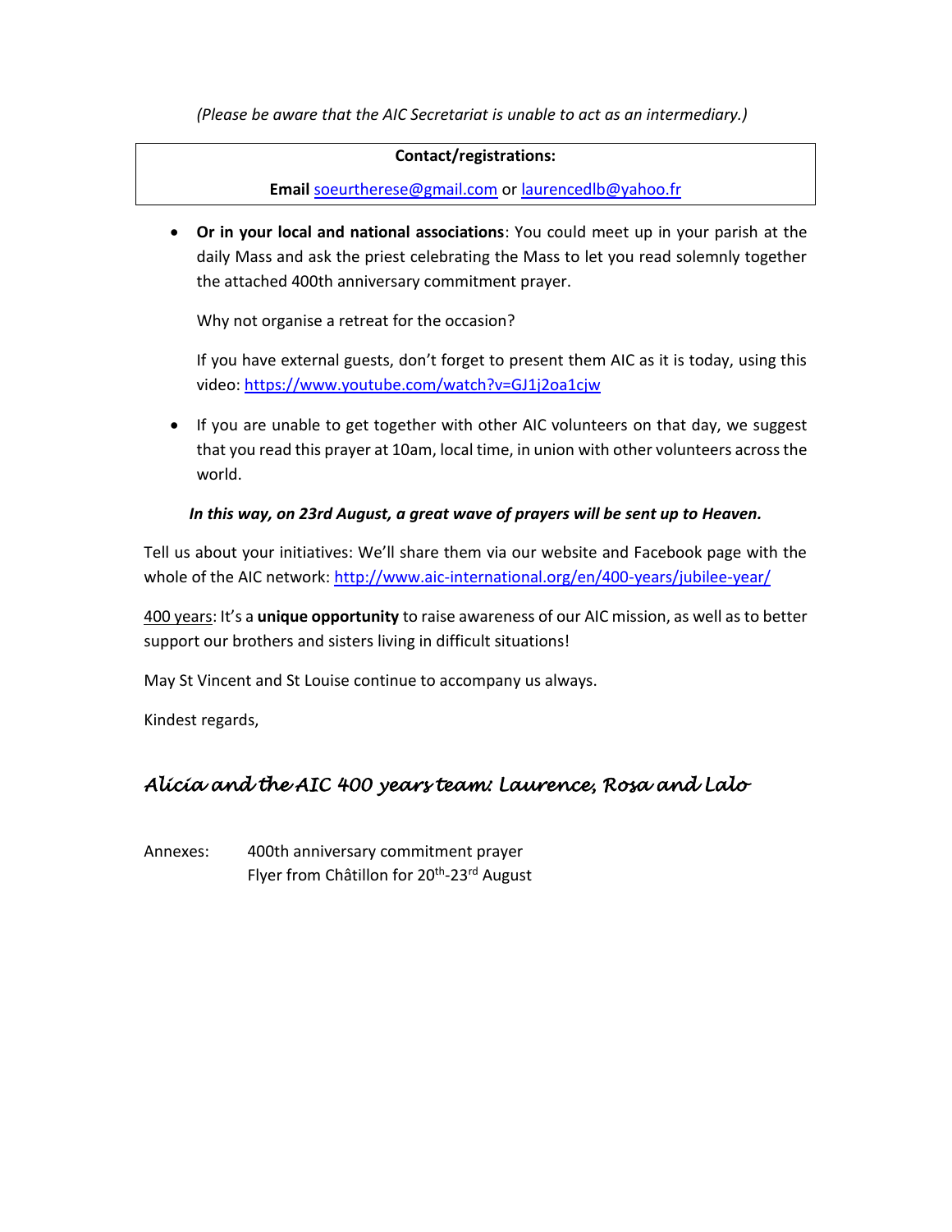*(Please be aware that the AIC Secretariat is unable to act as an intermediary.)*

| **Contact/registrations:** |
| --- |
| **Email** soeurtherese@gmail.com or laurencedlb@yahoo.fr |

- **Or in your local and national associations**: You could meet up in your parish at the daily Mass and ask the priest celebrating the Mass to let you read solemnly together the attached 400th anniversary commitment prayer.

  Why not organise a retreat for the occasion?

  If you have external guests, don't forget to present them AIC as it is today, using this video: https://www.youtube.com/watch?v=GJ1j2oa1cjw

- If you are unable to get together with other AIC volunteers on that day, we suggest that you read this prayer at 10am, local time, in union with other volunteers across the world.

***In this way, on 23rd August, a great wave of prayers will be sent up to Heaven.***

Tell us about your initiatives: We'll share them via our website and Facebook page with the whole of the AIC network: http://www.aic-international.org/en/400-years/jubilee-year/

400 years: It's a **unique opportunity** to raise awareness of our AIC mission, as well as to better support our brothers and sisters living in difficult situations!

May St Vincent and St Louise continue to accompany us always.

Kindest regards,

*Alicia and the AIC 400 years team: Laurence, Rosa and Lalo*

Annexes: 400th anniversary commitment prayer
Flyer from Châtillon for 20th-23rd August